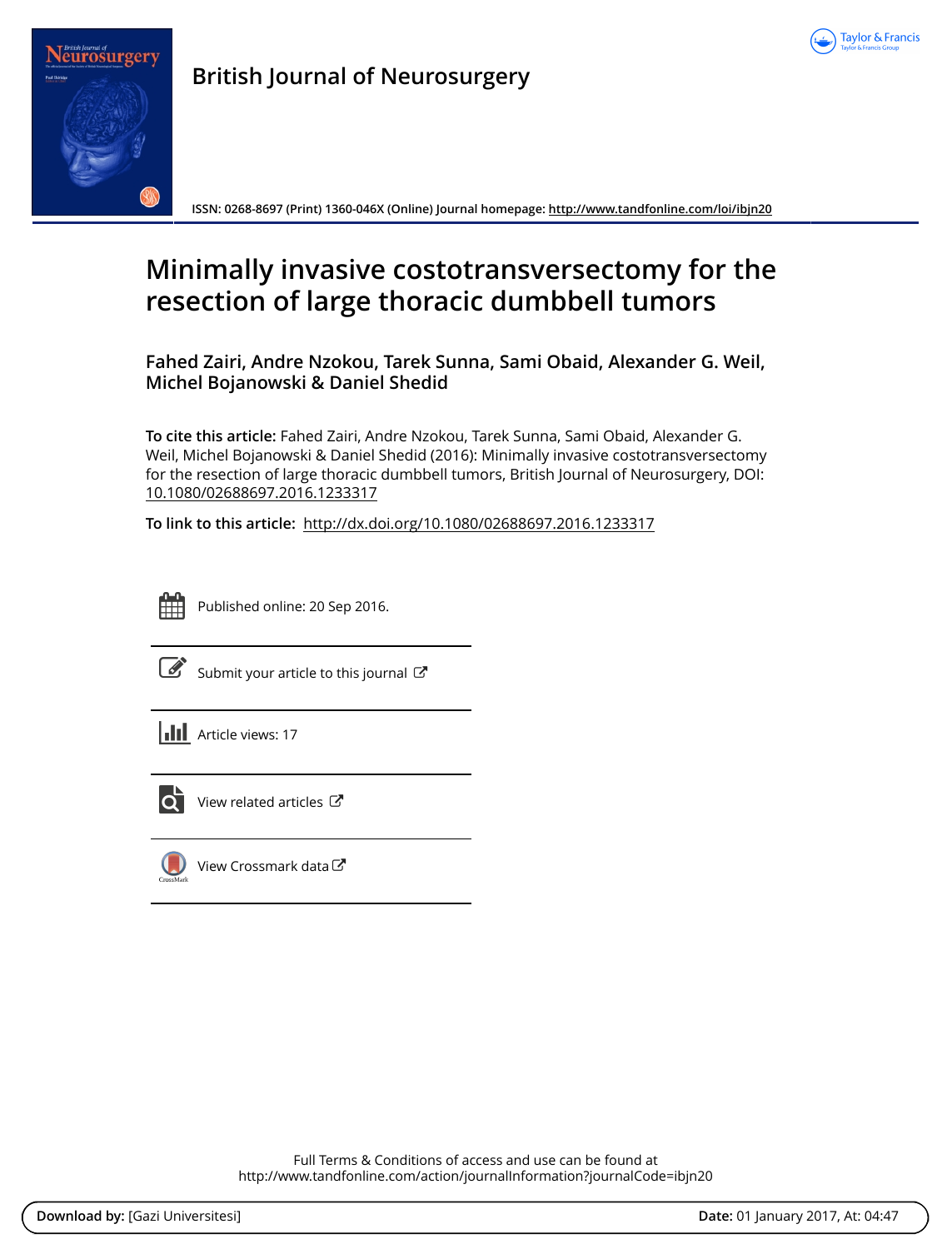British Journal of Neurosurgery

ISSN: 0268-8697 (Print) 1360-046X (Online) Journal homepage: http://www.tandfonline.com/loi/ibjn20

# Minimally invasive costotransversectomy for the resection of large thoracic dumbbell tumors

**Fahed Zairi, Andre Nzokou, Tarek Sunna, Sami Obaid, Alexander G. Weil, Michel Bojanowski & Daniel Shedid**

**To cite this article:** Fahed Zairi, Andre Nzokou, Tarek Sunna, Sami Obaid, Alexander G. Weil, Michel Bojanowski & Daniel Shedid (2016): Minimally invasive costotransversectomy for the resection of large thoracic dumbbell tumors, British Journal of Neurosurgery, DOI: 10.1080/02688697.2016.1233317

**To link to this article:** http://dx.doi.org/10.1080/02688697.2016.1233317

Published online: 20 Sep 2016.

Submit your article to this journal

Article views: 17

View related articles

View Crossmark data

Full Terms & Conditions of access and use can be found at
http://www.tandfonline.com/action/journalInformation?journalCode=ibjn20

**Download by:** [Gazi Universitesi] **Date:** 01 January 2017, At: 04:47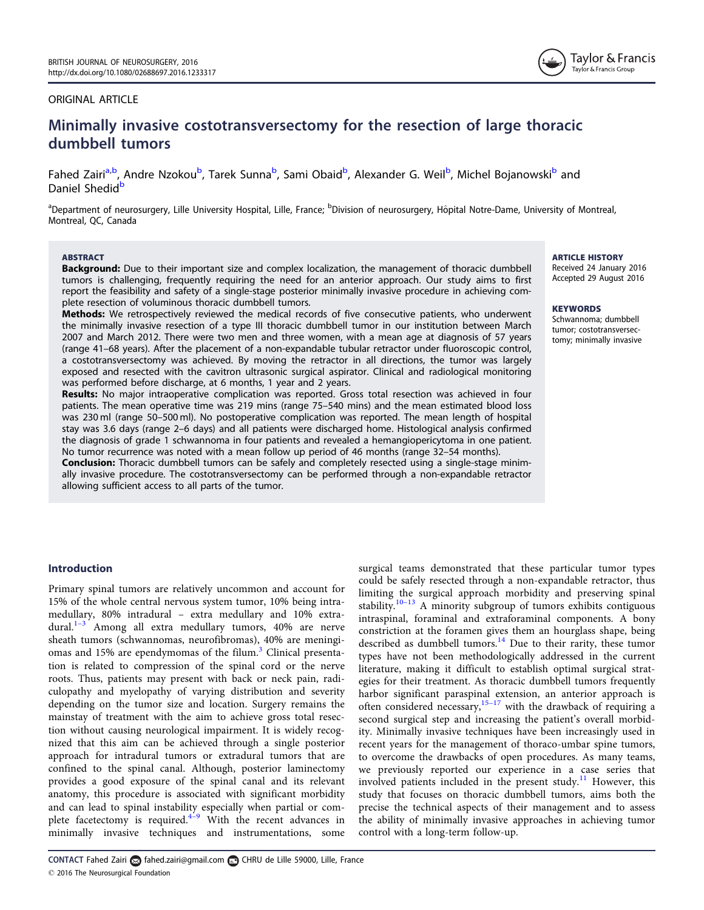ORIGINAL ARTICLE

# Minimally invasive costotransversectomy for the resection of large thoracic dumbbell tumors

Fahed Zairi[a,b], Andre Nzokou[b], Tarek Sunna[b], Sami Obaid[b], Alexander G. Weil[b], Michel Bojanowski[b] and Daniel Shedid[b]

[a]Department of neurosurgery, Lille University Hospital, Lille, France; [b]Division of neurosurgery, Hôpital Notre-Dame, University of Montreal, Montreal, QC, Canada

**ABSTRACT**

**Background:** Due to their important size and complex localization, the management of thoracic dumbbell tumors is challenging, frequently requiring the need for an anterior approach. Our study aims to first report the feasibility and safety of a single-stage posterior minimally invasive procedure in achieving complete resection of voluminous thoracic dumbbell tumors.

**Methods:** We retrospectively reviewed the medical records of five consecutive patients, who underwent the minimally invasive resection of a type III thoracic dumbbell tumor in our institution between March 2007 and March 2012. There were two men and three women, with a mean age at diagnosis of 57 years (range 41–68 years). After the placement of a non-expandable tubular retractor under fluoroscopic control, a costotransversectomy was achieved. By moving the retractor in all directions, the tumor was largely exposed and resected with the cavitron ultrasonic surgical aspirator. Clinical and radiological monitoring was performed before discharge, at 6 months, 1 year and 2 years.

**Results:** No major intraoperative complication was reported. Gross total resection was achieved in four patients. The mean operative time was 219 mins (range 75–540 mins) and the mean estimated blood loss was 230 ml (range 50–500 ml). No postoperative complication was reported. The mean length of hospital stay was 3.6 days (range 2–6 days) and all patients were discharged home. Histological analysis confirmed the diagnosis of grade 1 schwannoma in four patients and revealed a hemangiopericytoma in one patient. No tumor recurrence was noted with a mean follow up period of 46 months (range 32–54 months).

**Conclusion:** Thoracic dumbbell tumors can be safely and completely resected using a single-stage minimally invasive procedure. The costotransversectomy can be performed through a non-expandable retractor allowing sufficient access to all parts of the tumor.

**ARTICLE HISTORY**
Received 24 January 2016
Accepted 29 August 2016

**KEYWORDS**
Schwannoma; dumbbell tumor; costotransversectomy; minimally invasive

## Introduction

Primary spinal tumors are relatively uncommon and account for 15% of the whole central nervous system tumor, 10% being intramedullary, 80% intradural – extra medullary and 10% extradural.[1–3] Among all extra medullary tumors, 40% are nerve sheath tumors (schwannomas, neurofibromas), 40% are meningiomas and 15% are ependymomas of the filum.[3] Clinical presentation is related to compression of the spinal cord or the nerve roots. Thus, patients may present with back or neck pain, radiculopathy and myelopathy of varying distribution and severity depending on the tumor size and location. Surgery remains the mainstay of treatment with the aim to achieve gross total resection without causing neurological impairment. It is widely recognized that this aim can be achieved through a single posterior approach for intradural tumors or extradural tumors that are confined to the spinal canal. Although, posterior laminectomy provides a good exposure of the spinal canal and its relevant anatomy, this procedure is associated with significant morbidity and can lead to spinal instability especially when partial or complete facetectomy is required.[4–9] With the recent advances in minimally invasive techniques and instrumentations, some surgical teams demonstrated that these particular tumor types could be safely resected through a non-expandable retractor, thus limiting the surgical approach morbidity and preserving spinal stability.[10–13] A minority subgroup of tumors exhibits contiguous intraspinal, foraminal and extraforaminal components. A bony constriction at the foramen gives them an hourglass shape, being described as dumbbell tumors.[14] Due to their rarity, these tumor types have not been methodologically addressed in the current literature, making it difficult to establish optimal surgical strategies for their treatment. As thoracic dumbbell tumors frequently harbor significant paraspinal extension, an anterior approach is often considered necessary,[15–17] with the drawback of requiring a second surgical step and increasing the patient's overall morbidity. Minimally invasive techniques have been increasingly used in recent years for the management of thoraco-umbar spine tumors, to overcome the drawbacks of open procedures. As many teams, we previously reported our experience in a case series that involved patients included in the present study.[11] However, this study that focuses on thoracic dumbbell tumors, aims both the precise the technical aspects of their management and to assess the ability of minimally invasive approaches in achieving tumor control with a long-term follow-up.

CONTACT Fahed Zairi fahed.zairi@gmail.com CHRU de Lille 59000, Lille, France
© 2016 The Neurosurgical Foundation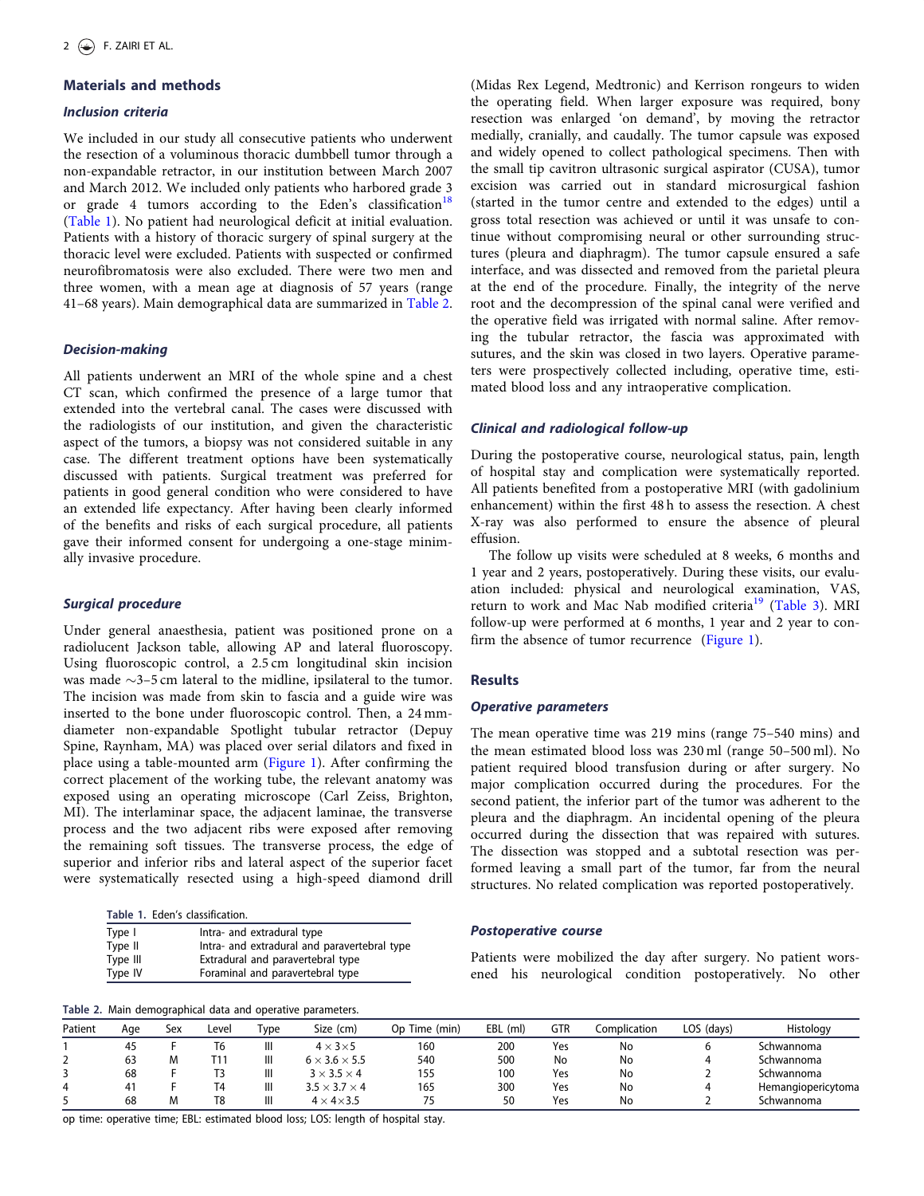## Materials and methods

### Inclusion criteria

We included in our study all consecutive patients who underwent the resection of a voluminous thoracic dumbbell tumor through a non-expandable retractor, in our institution between March 2007 and March 2012. We included only patients who harbored grade 3 or grade 4 tumors according to the Eden's classification[18] (Table 1). No patient had neurological deficit at initial evaluation. Patients with a history of thoracic surgery of spinal surgery at the thoracic level were excluded. Patients with suspected or confirmed neurofibromatosis were also excluded. There were two men and three women, with a mean age at diagnosis of 57 years (range 41–68 years). Main demographical data are summarized in Table 2.

### Decision-making

All patients underwent an MRI of the whole spine and a chest CT scan, which confirmed the presence of a large tumor that extended into the vertebral canal. The cases were discussed with the radiologists of our institution, and given the characteristic aspect of the tumors, a biopsy was not considered suitable in any case. The different treatment options have been systematically discussed with patients. Surgical treatment was preferred for patients in good general condition who were considered to have an extended life expectancy. After having been clearly informed of the benefits and risks of each surgical procedure, all patients gave their informed consent for undergoing a one-stage minimally invasive procedure.

### Surgical procedure

Under general anaesthesia, patient was positioned prone on a radiolucent Jackson table, allowing AP and lateral fluoroscopy. Using fluoroscopic control, a 2.5 cm longitudinal skin incision was made ~3–5 cm lateral to the midline, ipsilateral to the tumor. The incision was made from skin to fascia and a guide wire was inserted to the bone under fluoroscopic control. Then, a 24 mm-diameter non-expandable Spotlight tubular retractor (Depuy Spine, Raynham, MA) was placed over serial dilators and fixed in place using a table-mounted arm (Figure 1). After confirming the correct placement of the working tube, the relevant anatomy was exposed using an operating microscope (Carl Zeiss, Brighton, MI). The interlaminar space, the adjacent laminae, the transverse process and the two adjacent ribs were exposed after removing the remaining soft tissues. The transverse process, the edge of superior and inferior ribs and lateral aspect of the superior facet were systematically resected using a high-speed diamond drill (Midas Rex Legend, Medtronic) and Kerrison rongeurs to widen the operating field. When larger exposure was required, bony resection was enlarged 'on demand', by moving the retractor medially, cranially, and caudally. The tumor capsule was exposed and widely opened to collect pathological specimens. Then with the small tip cavitron ultrasonic surgical aspirator (CUSA), tumor excision was carried out in standard microsurgical fashion (started in the tumor centre and extended to the edges) until a gross total resection was achieved or until it was unsafe to continue without compromising neural or other surrounding structures (pleura and diaphragm). The tumor capsule ensured a safe interface, and was dissected and removed from the parietal pleura at the end of the procedure. Finally, the integrity of the nerve root and the decompression of the spinal canal were verified and the operative field was irrigated with normal saline. After removing the tubular retractor, the fascia was approximated with sutures, and the skin was closed in two layers. Operative parameters were prospectively collected including, operative time, estimated blood loss and any intraoperative complication.

**Table 1.** Eden's classification.

| | |
|---|---|
| Type I | Intra- and extradural type |
| Type II | Intra- and extradural and paravertebral type |
| Type III | Extradural and paravertebral type |
| Type IV | Foraminal and paravertebral type |

### Clinical and radiological follow-up

During the postoperative course, neurological status, pain, length of hospital stay and complication were systematically reported. All patients benefited from a postoperative MRI (with gadolinium enhancement) within the first 48 h to assess the resection. A chest X-ray was also performed to ensure the absence of pleural effusion.

The follow up visits were scheduled at 8 weeks, 6 months and 1 year and 2 years, postoperatively. During these visits, our evaluation included: physical and neurological examination, VAS, return to work and Mac Nab modified criteria[19] (Table 3). MRI follow-up were performed at 6 months, 1 year and 2 year to confirm the absence of tumor recurrence (Figure 1).

## Results

### Operative parameters

The mean operative time was 219 mins (range 75–540 mins) and the mean estimated blood loss was 230 ml (range 50–500 ml). No patient required blood transfusion during or after surgery. No major complication occurred during the procedures. For the second patient, the inferior part of the tumor was adherent to the pleura and the diaphragm. An incidental opening of the pleura occurred during the dissection that was repaired with sutures. The dissection was stopped and a subtotal resection was performed leaving a small part of the tumor, far from the neural structures. No related complication was reported postoperatively.

### Postoperative course

Patients were mobilized the day after surgery. No patient worsened his neurological condition postoperatively. No other

**Table 2.** Main demographical data and operative parameters.

| Patient | Age | Sex | Level | Type | Size (cm) | Op Time (min) | EBL (ml) | GTR | Complication | LOS (days) | Histology |
|---|---|---|---|---|---|---|---|---|---|---|---|
| 1 | 45 | F | T6 | III | 4 × 3 × 5 | 160 | 200 | Yes | No | 6 | Schwannoma |
| 2 | 63 | M | T11 | III | 6 × 3.6 × 5.5 | 540 | 500 | No | No | 4 | Schwannoma |
| 3 | 68 | F | T3 | III | 3 × 3.5 × 4 | 155 | 100 | Yes | No | 2 | Schwannoma |
| 4 | 41 | F | T4 | III | 3.5 × 3.7 × 4 | 165 | 300 | Yes | No | 4 | Hemangiopericytoma |
| 5 | 68 | M | T8 | III | 4 × 4 × 3.5 | 75 | 50 | Yes | No | 2 | Schwannoma |

op time: operative time; EBL: estimated blood loss; LOS: length of hospital stay.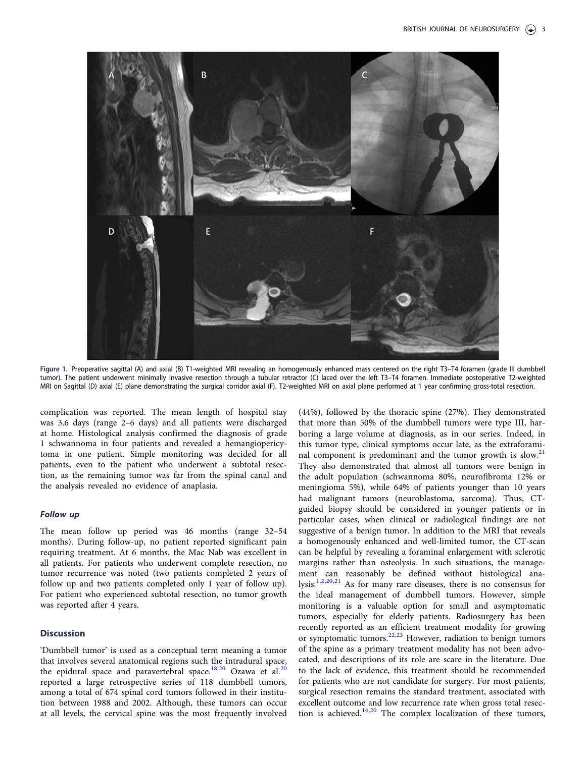Figure 1. Preoperative sagittal (A) and axial (B) T1-weighted MRI revealing an homogenously enhanced mass centered on the right T3–T4 foramen (grade III dumbbell tumor). The patient underwent minimally invasive resection through a tubular retractor (C) laced over the left T3–T4 foramen. Immediate postoperative T2-weighted MRI on Sagittal (D) axial (E) plane demonstrating the surgical corridor axial (F). T2-weighted MRI on axial plane performed at 1 year confirming gross-total resection.

complication was reported. The mean length of hospital stay was 3.6 days (range 2–6 days) and all patients were discharged at home. Histological analysis confirmed the diagnosis of grade 1 schwannoma in four patients and revealed a hemangiopericytoma in one patient. Simple monitoring was decided for all patients, even to the patient who underwent a subtotal resection, as the remaining tumor was far from the spinal canal and the analysis revealed no evidence of anaplasia.

### *Follow up*

The mean follow up period was 46 months (range 32–54 months). During follow-up, no patient reported significant pain requiring treatment. At 6 months, the Mac Nab was excellent in all patients. For patients who underwent complete resection, no tumor recurrence was noted (two patients completed 2 years of follow up and two patients completed only 1 year of follow up). For patient who experienced subtotal resection, no tumor growth was reported after 4 years.

## Discussion

'Dumbbell tumor' is used as a conceptual term meaning a tumor that involves several anatomical regions such the intradural space, the epidural space and paravertebral space.[18,20] Ozawa et al.[20] reported a large retrospective series of 118 dumbbell tumors, among a total of 674 spinal cord tumors followed in their institution between 1988 and 2002. Although, these tumors can occur at all levels, the cervical spine was the most frequently involved (44%), followed by the thoracic spine (27%). They demonstrated that more than 50% of the dumbbell tumors were type III, harboring a large volume at diagnosis, as in our series. Indeed, in this tumor type, clinical symptoms occur late, as the extraforaminal component is predominant and the tumor growth is slow.[21] They also demonstrated that almost all tumors were benign in the adult population (schwannoma 80%, neurofibroma 12% or meningioma 5%), while 64% of patients younger than 10 years had malignant tumors (neuroblastoma, sarcoma). Thus, CT-guided biopsy should be considered in younger patients or in particular cases, when clinical or radiological findings are not suggestive of a benign tumor. In addition to the MRI that reveals a homogenously enhanced and well-limited tumor, the CT-scan can be helpful by revealing a foraminal enlargement with sclerotic margins rather than osteolysis. In such situations, the management can reasonably be defined without histological analysis.[1,2,20,21] As for many rare diseases, there is no consensus for the ideal management of dumbbell tumors. However, simple monitoring is a valuable option for small and asymptomatic tumors, especially for elderly patients. Radiosurgery has been recently reported as an efficient treatment modality for growing or symptomatic tumors.[22,23] However, radiation to benign tumors of the spine as a primary treatment modality has not been advocated, and descriptions of its role are scare in the literature. Due to the lack of evidence, this treatment should be recommended for patients who are not candidate for surgery. For most patients, surgical resection remains the standard treatment, associated with excellent outcome and low recurrence rate when gross total resection is achieved.[14,20] The complex localization of these tumors,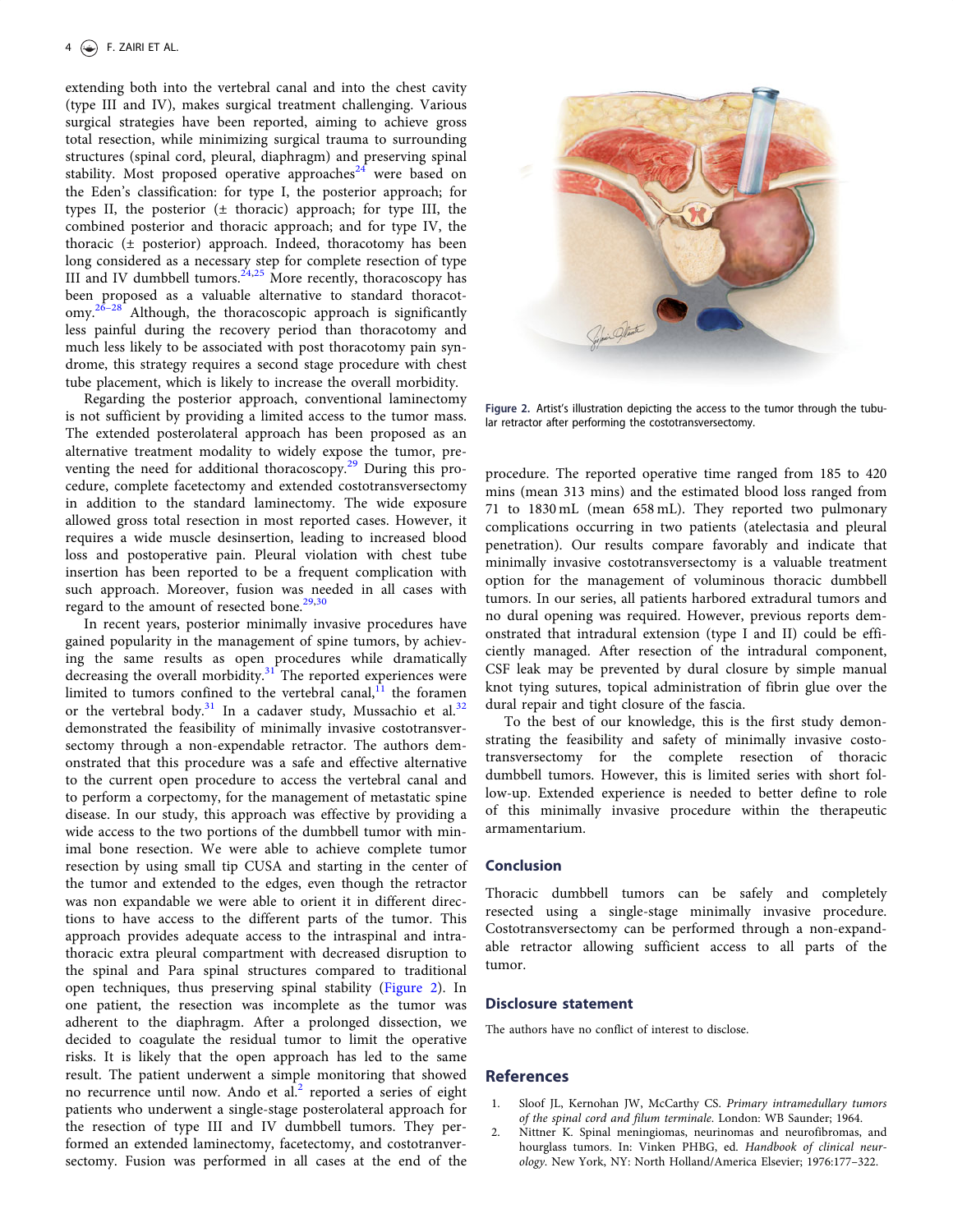extending both into the vertebral canal and into the chest cavity (type III and IV), makes surgical treatment challenging. Various surgical strategies have been reported, aiming to achieve gross total resection, while minimizing surgical trauma to surrounding structures (spinal cord, pleural, diaphragm) and preserving spinal stability. Most proposed operative approaches[24] were based on the Eden's classification: for type I, the posterior approach; for types II, the posterior (± thoracic) approach; for type III, the combined posterior and thoracic approach; and for type IV, the thoracic (± posterior) approach. Indeed, thoracotomy has been long considered as a necessary step for complete resection of type III and IV dumbbell tumors.[24,25] More recently, thoracoscopy has been proposed as a valuable alternative to standard thoracotomy.[26–28] Although, the thoracoscopic approach is significantly less painful during the recovery period than thoracotomy and much less likely to be associated with post thoracotomy pain syndrome, this strategy requires a second stage procedure with chest tube placement, which is likely to increase the overall morbidity.

Regarding the posterior approach, conventional laminectomy is not sufficient by providing a limited access to the tumor mass. The extended posterolateral approach has been proposed as an alternative treatment modality to widely expose the tumor, preventing the need for additional thoracoscopy.[29] During this procedure, complete facetectomy and extended costotransversectomy in addition to the standard laminectomy. The wide exposure allowed gross total resection in most reported cases. However, it requires a wide muscle desinsertion, leading to increased blood loss and postoperative pain. Pleural violation with chest tube insertion has been reported to be a frequent complication with such approach. Moreover, fusion was needed in all cases with regard to the amount of resected bone.[29,30]

In recent years, posterior minimally invasive procedures have gained popularity in the management of spine tumors, by achieving the same results as open procedures while dramatically decreasing the overall morbidity.[31] The reported experiences were limited to tumors confined to the vertebral canal,[11] the foramen or the vertebral body.[31] In a cadaver study, Mussachio et al.[32] demonstrated the feasibility of minimally invasive costotransversectomy through a non-expendable retractor. The authors demonstrated that this procedure was a safe and effective alternative to the current open procedure to access the vertebral canal and to perform a corpectomy, for the management of metastatic spine disease. In our study, this approach was effective by providing a wide access to the two portions of the dumbbell tumor with minimal bone resection. We were able to achieve complete tumor resection by using small tip CUSA and starting in the center of the tumor and extended to the edges, even though the retractor was non expandable we were able to orient it in different directions to have access to the different parts of the tumor. This approach provides adequate access to the intraspinal and intrathoracic extra pleural compartment with decreased disruption to the spinal and Para spinal structures compared to traditional open techniques, thus preserving spinal stability (Figure 2). In one patient, the resection was incomplete as the tumor was adherent to the diaphragm. After a prolonged dissection, we decided to coagulate the residual tumor to limit the operative risks. It is likely that the open approach has led to the same result. The patient underwent a simple monitoring that showed no recurrence until now. Ando et al.[2] reported a series of eight patients who underwent a single-stage posterolateral approach for the resection of type III and IV dumbbell tumors. They performed an extended laminectomy, facetectomy, and costotransversectomy. Fusion was performed in all cases at the end of the procedure. The reported operative time ranged from 185 to 420 mins (mean 313 mins) and the estimated blood loss ranged from 71 to 1830 mL (mean 658 mL). They reported two pulmonary complications occurring in two patients (atelectasia and pleural penetration). Our results compare favorably and indicate that minimally invasive costotransversectomy is a valuable treatment option for the management of voluminous thoracic dumbbell tumors. In our series, all patients harbored extradural tumors and no dural opening was required. However, previous reports demonstrated that intradural extension (type I and II) could be efficiently managed. After resection of the intradural component, CSF leak may be prevented by dural closure by simple manual knot tying sutures, topical administration of fibrin glue over the dural repair and tight closure of the fascia.

To the best of our knowledge, this is the first study demonstrating the feasibility and safety of minimally invasive costotransversectomy for the complete resection of thoracic dumbbell tumors. However, this is limited series with short follow-up. Extended experience is needed to better define to role of this minimally invasive procedure within the therapeutic armamentarium.

Figure 2. Artist's illustration depicting the access to the tumor through the tubular retractor after performing the costotransversectomy.

## Conclusion

Thoracic dumbbell tumors can be safely and completely resected using a single-stage minimally invasive procedure. Costotransversectomy can be performed through a non-expandable retractor allowing sufficient access to all parts of the tumor.

## Disclosure statement

The authors have no conflict of interest to disclose.

## References

1. Sloof JL, Kernohan JW, McCarthy CS. *Primary intramedullary tumors of the spinal cord and filum terminale*. London: WB Saunder; 1964.
2. Nittner K. Spinal meningiomas, neurinomas and neurofibromas, and hourglass tumors. In: Vinken PHBG, ed. *Handbook of clinical neurology*. New York, NY: North Holland/America Elsevier; 1976:177–322.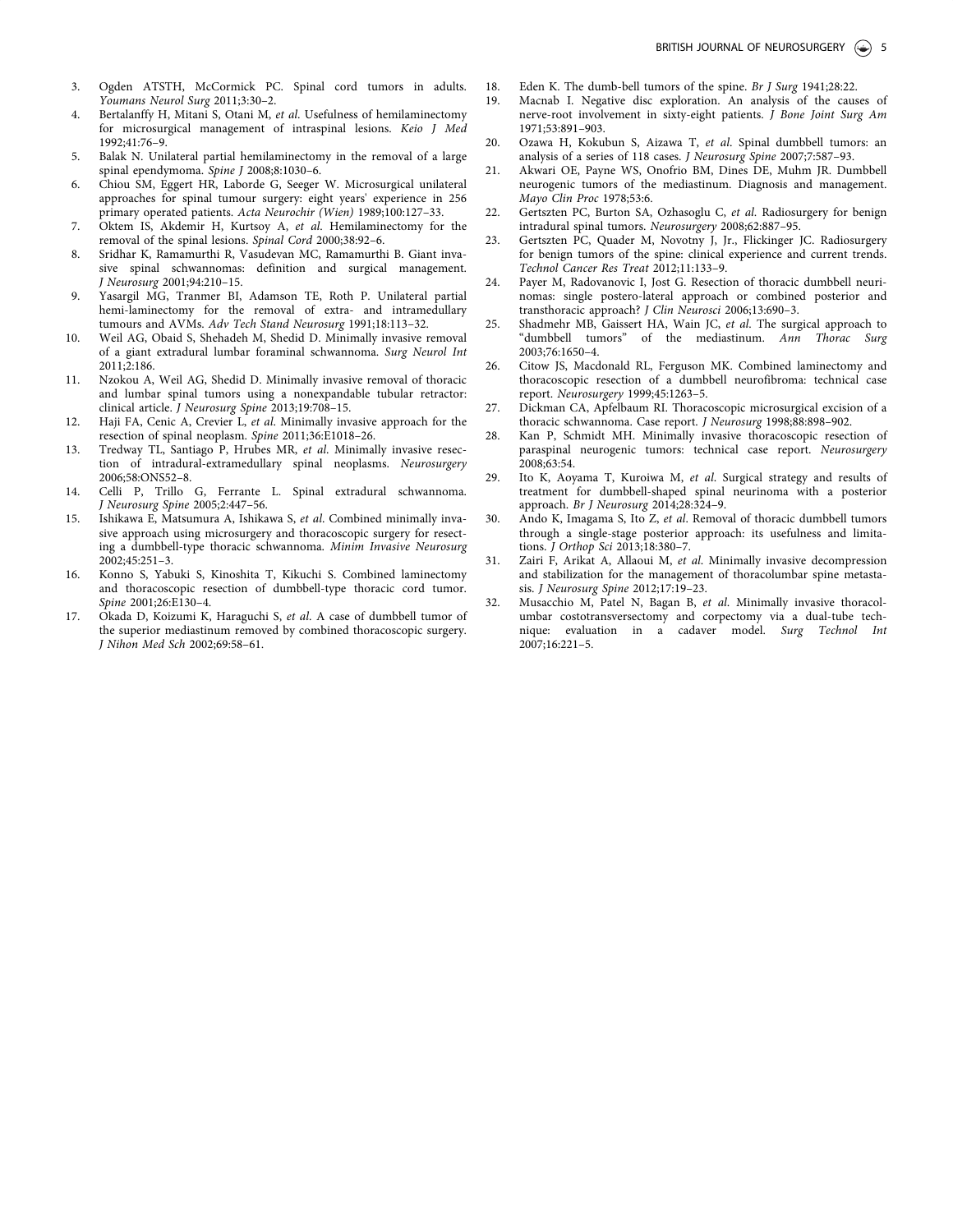3. Ogden ATSTH, McCormick PC. Spinal cord tumors in adults. *Youmans Neurol Surg* 2011;3:30–2.
4. Bertalanffy H, Mitani S, Otani M, *et al*. Usefulness of hemilaminectomy for microsurgical management of intraspinal lesions. *Keio J Med* 1992;41:76–9.
5. Balak N. Unilateral partial hemilaminectomy in the removal of a large spinal ependymoma. *Spine J* 2008;8:1030–6.
6. Chiou SM, Eggert HR, Laborde G, Seeger W. Microsurgical unilateral approaches for spinal tumour surgery: eight years' experience in 256 primary operated patients. *Acta Neurochir (Wien)* 1989;100:127–33.
7. Oktem IS, Akdemir H, Kurtsoy A, *et al*. Hemilaminectomy for the removal of the spinal lesions. *Spinal Cord* 2000;38:92–6.
8. Sridhar K, Ramamurthi R, Vasudevan MC, Ramamurthi B. Giant invasive spinal schwannomas: definition and surgical management. *J Neurosurg* 2001;94:210–15.
9. Yasargil MG, Tranmer BI, Adamson TE, Roth P. Unilateral partial hemi-laminectomy for the removal of extra- and intramedullary tumours and AVMs. *Adv Tech Stand Neurosurg* 1991;18:113–32.
10. Weil AG, Obaid S, Shehadeh M, Shedid D. Minimally invasive removal of a giant extradural lumbar foraminal schwannoma. *Surg Neurol Int* 2011;2:186.
11. Nzokou A, Weil AG, Shedid D. Minimally invasive removal of thoracic and lumbar spinal tumors using a nonexpandable tubular retractor: clinical article. *J Neurosurg Spine* 2013;19:708–15.
12. Haji FA, Cenic A, Crevier L, *et al*. Minimally invasive approach for the resection of spinal neoplasm. *Spine* 2011;36:E1018–26.
13. Tredway TL, Santiago P, Hrubes MR, *et al*. Minimally invasive resection of intradural-extramedullary spinal neoplasms. *Neurosurgery* 2006;58:ONS52–8.
14. Celli P, Trillo G, Ferrante L. Spinal extradural schwannoma. *J Neurosurg Spine* 2005;2:447–56.
15. Ishikawa E, Matsumura A, Ishikawa S, *et al*. Combined minimally invasive approach using microsurgery and thoracoscopic surgery for resecting a dumbbell-type thoracic schwannoma. *Minim Invasive Neurosurg* 2002;45:251–3.
16. Konno S, Yabuki S, Kinoshita T, Kikuchi S. Combined laminectomy and thoracoscopic resection of dumbbell-type thoracic cord tumor. *Spine* 2001;26:E130–4.
17. Okada D, Koizumi K, Haraguchi S, *et al*. A case of dumbbell tumor of the superior mediastinum removed by combined thoracoscopic surgery. *J Nihon Med Sch* 2002;69:58–61.
18. Eden K. The dumb-bell tumors of the spine. *Br J Surg* 1941;28:22.
19. Macnab I. Negative disc exploration. An analysis of the causes of nerve-root involvement in sixty-eight patients. *J Bone Joint Surg Am* 1971;53:891–903.
20. Ozawa H, Kokubun S, Aizawa T, *et al*. Spinal dumbbell tumors: an analysis of a series of 118 cases. *J Neurosurg Spine* 2007;7:587–93.
21. Akwari OE, Payne WS, Onofrio BM, Dines DE, Muhm JR. Dumbbell neurogenic tumors of the mediastinum. Diagnosis and management. *Mayo Clin Proc* 1978;53:6.
22. Gertszten PC, Burton SA, Ozhasoglu C, *et al*. Radiosurgery for benign intradural spinal tumors. *Neurosurgery* 2008;62:887–95.
23. Gertszten PC, Quader M, Novotny J, Jr., Flickinger JC. Radiosurgery for benign tumors of the spine: clinical experience and current trends. *Technol Cancer Res Treat* 2012;11:133–9.
24. Payer M, Radovanovic I, Jost G. Resection of thoracic dumbbell neurinomas: single postero-lateral approach or combined posterior and transthoracic approach? *J Clin Neurosci* 2006;13:690–3.
25. Shadmehr MB, Gaissert HA, Wain JC, *et al*. The surgical approach to "dumbbell tumors" of the mediastinum. *Ann Thorac Surg* 2003;76:1650–4.
26. Citow JS, Macdonald RL, Ferguson MK. Combined laminectomy and thoracoscopic resection of a dumbbell neurofibroma: technical case report. *Neurosurgery* 1999;45:1263–5.
27. Dickman CA, Apfelbaum RI. Thoracoscopic microsurgical excision of a thoracic schwannoma. Case report. *J Neurosurg* 1998;88:898–902.
28. Kan P, Schmidt MH. Minimally invasive thoracoscopic resection of paraspinal neurogenic tumors: technical case report. *Neurosurgery* 2008;63:54.
29. Ito K, Aoyama T, Kuroiwa M, *et al*. Surgical strategy and results of treatment for dumbbell-shaped spinal neurinoma with a posterior approach. *Br J Neurosurg* 2014;28:324–9.
30. Ando K, Imagama S, Ito Z, *et al*. Removal of thoracic dumbbell tumors through a single-stage posterior approach: its usefulness and limitations. *J Orthop Sci* 2013;18:380–7.
31. Zairi F, Arikat A, Allaoui M, *et al*. Minimally invasive decompression and stabilization for the management of thoracolumbar spine metastasis. *J Neurosurg Spine* 2012;17:19–23.
32. Musacchio M, Patel N, Bagan B, *et al*. Minimally invasive thoracolumbar costotransversectomy and corpectomy via a dual-tube technique: evaluation in a cadaver model. *Surg Technol Int* 2007;16:221–5.